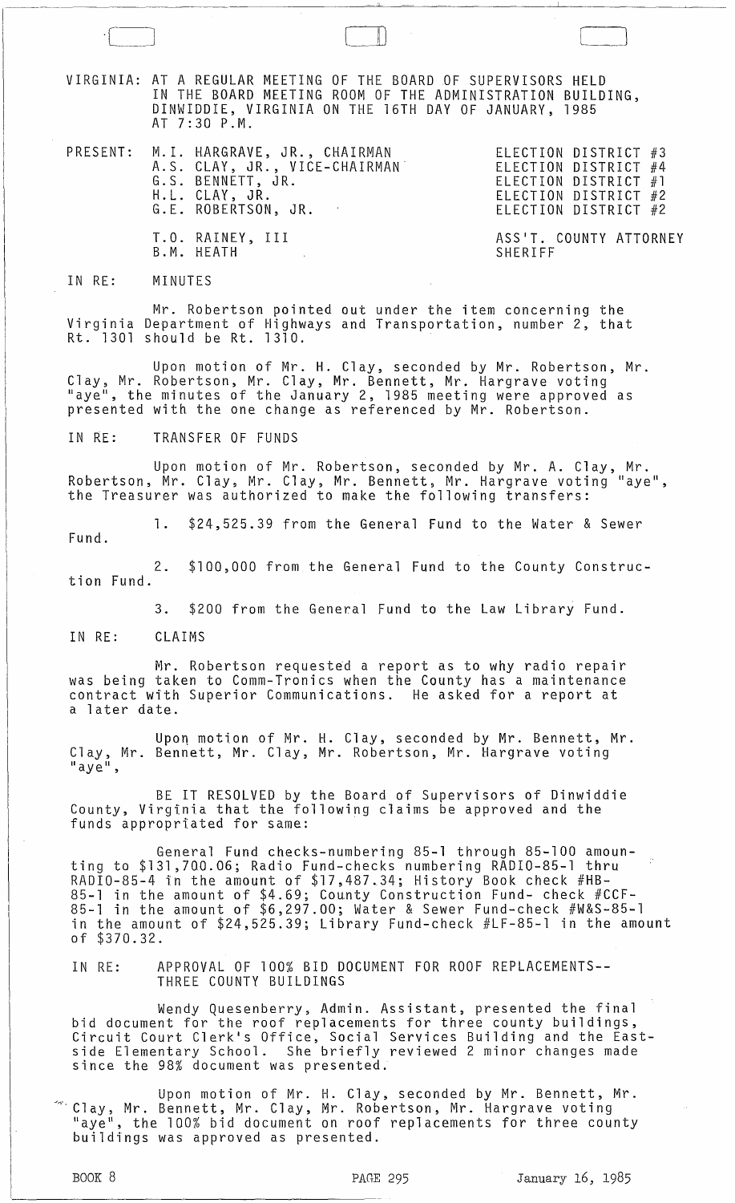VIRGINIA: AT A REGULAR MEETING OF THE BOARD OF SUPERVISORS HELD IN THE BOARD MEETING ROOM OF THE ADMINISTRATION BUILDING, DINWIDDIE, VIRGINIA ON THE 16TH DAY OF JANUARY, 1985 AT 7:30 P.M.

| PRESENT: | M.I. HARGRAVE, JR., CHAIRMAN | ELECTION DISTRICT #3 |
|---|---|---|
| | A.S. CLAY, JR., VICE-CHAIRMAN | ELECTION DISTRICT #4 |
| | G.S. BENNETT, JR. | ELECTION DISTRICT #1 |
| | H.L. CLAY, JR. | ELECTION DISTRICT #2 |
| | G.E. ROBERTSON, JR. | ELECTION DISTRICT #2 |
| | T.O. RAINEY, III | ASS'T. COUNTY ATTORNEY |
| | B.M. HEATH | SHERIFF |

IN RE: MINUTES

Mr. Robertson pointed out under the item concerning the Virginia Department of Highways and Transportation, number 2, that Rt. 1301 should be Rt. 1310.

Upon motion of Mr. H. Clay, seconded by Mr. Robertson, Mr. Clay, Mr. Robertson, Mr. Clay, Mr. Bennett, Mr. Hargrave voting "aye", the minutes of the January 2, 1985 meeting were approved as presented with the one change as referenced by Mr. Robertson.

IN RE: TRANSFER OF FUNDS

Upon motion of Mr. Robertson, seconded by Mr. A. Clay, Mr. Robertson, Mr. Clay, Mr. Clay, Mr. Bennett, Mr. Hargrave voting "aye", the Treasurer was authorized to make the following transfers:

1. $24,525.39 from the General Fund to the Water & Sewer Fund.

2. $100,000 from the General Fund to the County Construction Fund.

3. $200 from the General Fund to the Law Library Fund.

IN RE: CLAIMS

Mr. Robertson requested a report as to why radio repair was being taken to Comm-Tronics when the County has a maintenance contract with Superior Communications. He asked for a report at a later date.

Upon motion of Mr. H. Clay, seconded by Mr. Bennett, Mr. Clay, Mr. Bennett, Mr. Clay, Mr. Robertson, Mr. Hargrave voting "aye",

BE IT RESOLVED by the Board of Supervisors of Dinwiddie County, Virginia that the following claims be approved and the funds appropriated for same:

General Fund checks-numbering 85-1 through 85-100 amounting to $131,700.06; Radio Fund-checks numbering RADIO-85-1 thru RADIO-85-4 in the amount of $17,487.34; History Book check #HB-85-1 in the amount of $4.69; County Construction Fund- check #CCF-85-1 in the amount of $6,297.00; Water & Sewer Fund-check #W&S-85-1 in the amount of $24,525.39; Library Fund-check #LF-85-1 in the amount of $370.32.

IN RE: APPROVAL OF 100% BID DOCUMENT FOR ROOF REPLACEMENTS--THREE COUNTY BUILDINGS

Wendy Quesenberry, Admin. Assistant, presented the final bid document for the roof replacements for three county buildings, Circuit Court Clerk's Office, Social Services Building and the Eastside Elementary School. She briefly reviewed 2 minor changes made since the 98% document was presented.

Upon motion of Mr. H. Clay, seconded by Mr. Bennett, Mr. Clay, Mr. Bennett, Mr. Clay, Mr. Robertson, Mr. Hargrave voting "aye", the 100% bid document on roof replacements for three county buildings was approved as presented.

BOOK 8 PAGE 295 January 16, 1985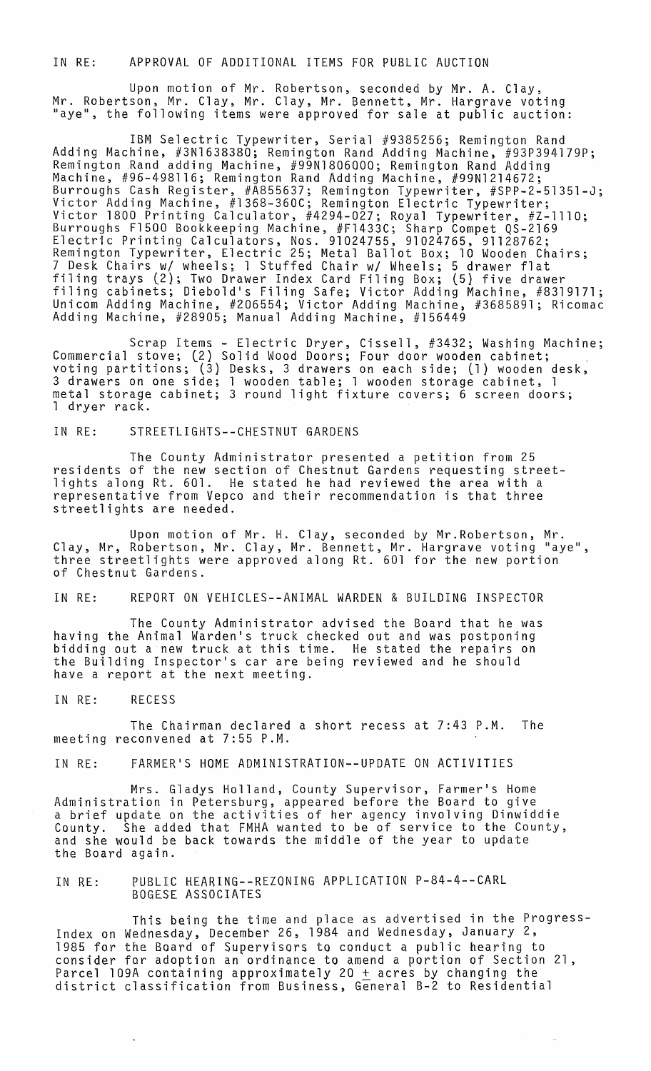IN RE: APPROVAL OF ADDITIONAL ITEMS FOR PUBLIC AUCTION

Upon motion of Mr. Robertson, seconded by Mr. A. Clay, Mr. Robertson, Mr. Clay, Mr. Clay, Mr. Bennett, Mr. Hargrave voting "aye", the following items were approved for sale at public auction:

IBM Selectric Typewriter, Serial #9385256; Remington Rand Adding Machine, #3N1638380; Remington Rand Adding Machine, #93P394179P; Remington Rand adding Machine, #99N1806000; Remington Rand Adding Machine, #96-498116; Remington Rand Adding Machine, #99N1214672; Burroughs Cash Register, #A855637; Remington Typewriter, #SPP-2-51351-J; Victor Adding Machine, #1368-360C; Remington Electric Typewriter; Victor 1800 Printing Calculator, #4294-027; Royal Typewriter, #Z-1110; Burroughs F1500 Bookkeeping Machine, #F1433C; Sharp Compet QS-2169 Electric Printing Calculators, Nos. 91024755, 91024765, 91128762; Remington Typewriter, Electric 25; Metal Ballot Box; 10 Wooden Chairs; 7 Desk Chairs w/ wheels; 1 Stuffed Chair w/ Wheels; 5 drawer flat filing trays (2); Two Drawer Index Card Filing Box; (5) five drawer filing cabinets; Diebold's Filing Safe; Victor Adding Machine, #8319171; Unicom Adding Machine, #206554; Victor Adding Machine, #3685891; Ricomac Adding Machine, #28905; Manual Adding Machine, #156449

Scrap Items - Electric Dryer, Cissell, #3432; Washing Machine; Commercial stove; (2) Solid Wood Doors; Four door wooden cabinet; voting partitions; (3) Desks, 3 drawers on each side; (1) wooden desk, 3 drawers on one side; 1 wooden table; 1 wooden storage cabinet, 1 metal storage cabinet; 3 round light fixture covers; 6 screen doors; 1 dryer rack.

IN RE: STREETLIGHTS--CHESTNUT GARDENS

The County Administrator presented a petition from 25 residents of the new section of Chestnut Gardens requesting streetlights along Rt. 601. He stated he had reviewed the area with a representative from Vepco and their recommendation is that three streetlights are needed.

Upon motion of Mr. H. Clay, seconded by Mr.Robertson, Mr. Clay, Mr. Robertson, Mr. Clay, Mr. Bennett, Mr. Hargrave voting "aye", three streetlights were approved along Rt. 601 for the new portion of Chestnut Gardens.

IN RE: REPORT ON VEHICLES--ANIMAL WARDEN & BUILDING INSPECTOR

The County Administrator advised the Board that he was having the Animal Warden's truck checked out and was postponing bidding out a new truck at this time. He stated the repairs on the Building Inspector's car are being reviewed and he should have a report at the next meeting.

IN RE: RECESS

The Chairman declared a short recess at 7:43 P.M. The meeting reconvened at 7:55 P.M.

IN RE: FARMER'S HOME ADMINISTRATION--UPDATE ON ACTIVITIES

Mrs. Gladys Holland, County Supervisor, Farmer's Home Administration in Petersburg, appeared before the Board to give a brief update on the activities of her agency involving Dinwiddie County. She added that FMHA wanted to be of service to the County, and she would be back towards the middle of the year to update the Board again.

IN RE: PUBLIC HEARING--REZONING APPLICATION P-84-4--CARL BOGESE ASSOCIATES

This being the time and place as advertised in the Progress-Index on Wednesday, December 26, 1984 and Wednesday, January 2, 1985 for the Board of Supervisors to conduct a public hearing to consider for adoption an ordinance to amend a portion of Section 21, Parcel 109A containing approximately 20 ± acres by changing the district classification from Business, General B-2 to Residential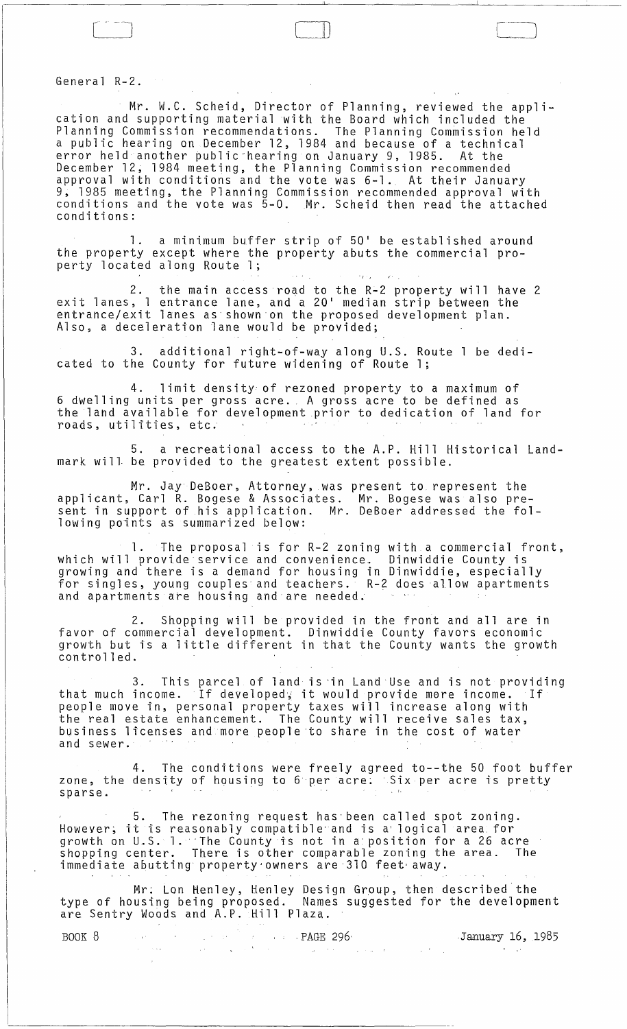General R-2.

Mr. W.C. Scheid, Director of Planning, reviewed the application and supporting material with the Board which included the Planning Commission recommendations. The Planning Commission held a public hearing on December 12, 1984 and because of a technical error held another public hearing on January 9, 1985. At the December 12, 1984 meeting, the Planning Commission recommended approval with conditions and the vote was 6-1. At their January 9, 1985 meeting, the Planning Commission recommended approval with conditions and the vote was 5-0. Mr. Scheid then read the attached conditions:

1. a minimum buffer strip of 50' be established around the property except where the property abuts the commercial property located along Route 1;

2. the main access road to the R-2 property will have 2 exit lanes, 1 entrance lane, and a 20' median strip between the entrance/exit lanes as shown on the proposed development plan. Also, a deceleration lane would be provided;

3. additional right-of-way along U.S. Route 1 be dedicated to the County for future widening of Route 1;

4. limit density of rezoned property to a maximum of 6 dwelling units per gross acre. A gross acre to be defined as the land available for development prior to dedication of land for roads, utilities, etc.

5. a recreational access to the A.P. Hill Historical Landmark will be provided to the greatest extent possible.

Mr. Jay DeBoer, Attorney, was present to represent the applicant, Carl R. Bogese & Associates. Mr. Bogese was also present in support of his application. Mr. DeBoer addressed the following points as summarized below:

1. The proposal is for R-2 zoning with a commercial front, which will provide service and convenience. Dinwiddie County is growing and there is a demand for housing in Dinwiddie, especially for singles, young couples and teachers. R-2 does allow apartments and apartments are housing and are needed.

2. Shopping will be provided in the front and all are in favor of commercial development. Dinwiddie County favors economic growth but is a little different in that the County wants the growth controlled.

3. This parcel of land is in Land Use and is not providing that much income. If developed, it would provide more income. If people move in, personal property taxes will increase along with the real estate enhancement. The County will receive sales tax, business licenses and more people to share in the cost of water and sewer.

4. The conditions were freely agreed to--the 50 foot buffer zone, the density of housing to 6 per acre. Six per acre is pretty sparse.

5. The rezoning request has been called spot zoning. However, it is reasonably compatible and is a logical area for growth on U.S. 1. The County is not in a position for a 26 acre shopping center. There is other comparable zoning the area. The immediate abutting property owners are 310 feet away.

Mr. Lon Henley, Henley Design Group, then described the type of housing being proposed. Names suggested for the development are Sentry Woods and A.P. Hill Plaza.

BOOK 8 PAGE 296 January 16, 1985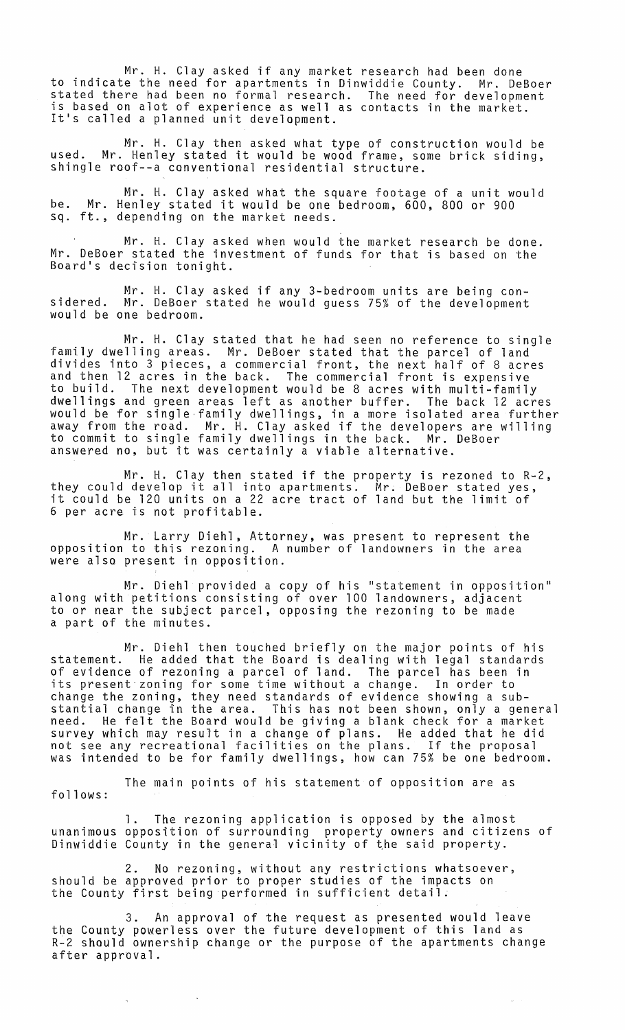Mr. H. Clay asked if any market research had been done to indicate the need for apartments in Dinwiddie County. Mr. DeBoer stated there had been no formal research. The need for development is based on alot of experience as well as contacts in the market. It's called a planned unit development.

Mr. H. Clay then asked what type of construction would be used. Mr. Henley stated it would be wood frame, some brick siding, shingle roof--a conventional residential structure.

Mr. H. Clay asked what the square footage of a unit would be. Mr. Henley stated it would be one bedroom, 600, 800 or 900 sq. ft., depending on the market needs.

Mr. H. Clay asked when would the market research be done. Mr. DeBoer stated the investment of funds for that is based on the Board's decision tonight.

Mr. H. Clay asked if any 3-bedroom units are being considered. Mr. DeBoer stated he would guess 75% of the development would be one bedroom.

Mr. H. Clay stated that he had seen no reference to single family dwelling areas. Mr. DeBoer stated that the parcel of land divides into 3 pieces, a commercial front, the next half of 8 acres and then 12 acres in the back. The commercial front is expensive to build. The next development would be 8 acres with multi-family dwellings and green areas left as another buffer. The back 12 acres would be for single family dwellings, in a more isolated area further away from the road. Mr. H. Clay asked if the developers are willing to commit to single family dwellings in the back. Mr. DeBoer answered no, but it was certainly a viable alternative.

Mr. H. Clay then stated if the property is rezoned to R-2, they could develop it all into apartments. Mr. DeBoer stated yes, it could be 120 units on a 22 acre tract of land but the limit of 6 per acre is not profitable.

Mr. Larry Diehl, Attorney, was present to represent the opposition to this rezoning. A number of landowners in the area were also present in opposition.

Mr. Diehl provided a copy of his "statement in opposition" along with petitions consisting of over 100 landowners, adjacent to or near the subject parcel, opposing the rezoning to be made a part of the minutes.

Mr. Diehl then touched briefly on the major points of his statement. He added that the Board is dealing with legal standards of evidence of rezoning a parcel of land. The parcel has been in its present zoning for some time without a change. In order to change the zoning, they need standards of evidence showing a substantial change in the area. This has not been shown, only a general need. He felt the Board would be giving a blank check for a market survey which may result in a change of plans. He added that he did not see any recreational facilities on the plans. If the proposal was intended to be for family dwellings, how can 75% be one bedroom.

The main points of his statement of opposition are as follows:

1. The rezoning application is opposed by the almost unanimous opposition of surrounding property owners and citizens of Dinwiddie County in the general vicinity of the said property.

2. No rezoning, without any restrictions whatsoever, should be approved prior to proper studies of the impacts on the County first being performed in sufficient detail.

3. An approval of the request as presented would leave the County powerless over the future development of this land as R-2 should ownership change or the purpose of the apartments change after approval.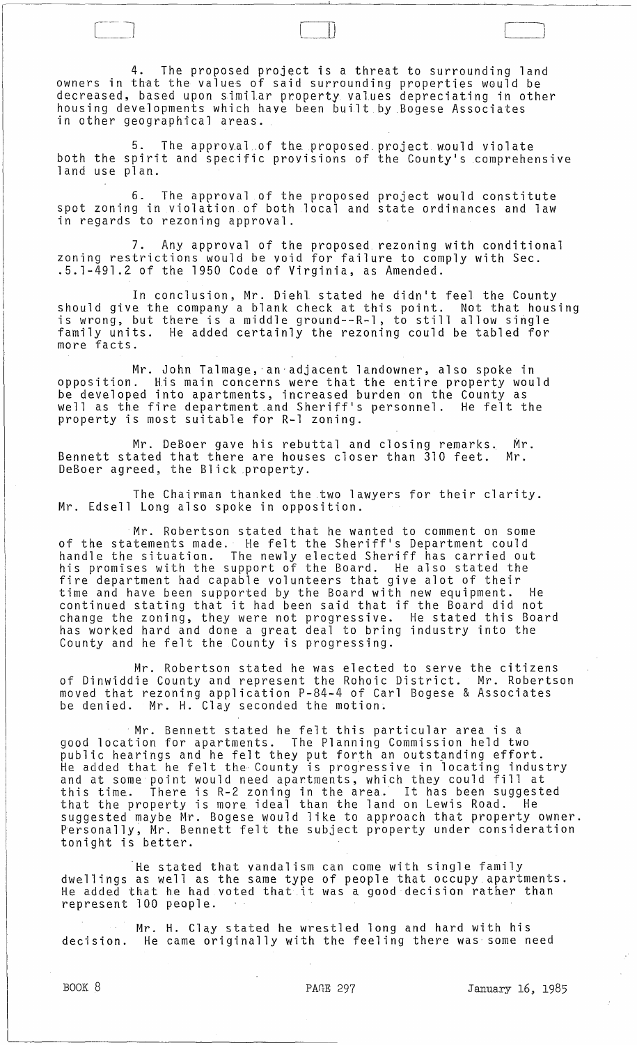4. The proposed project is a threat to surrounding land owners in that the values of said surrounding properties would be decreased, based upon similar property values depreciating in other housing developments which have been built by Bogese Associates in other geographical areas.

5. The approval of the proposed project would violate both the spirit and specific provisions of the County's comprehensive land use plan.

6. The approval of the proposed project would constitute spot zoning in violation of both local and state ordinances and law in regards to rezoning approval.

7. Any approval of the proposed rezoning with conditional zoning restrictions would be void for failure to comply with Sec. .5.1-491.2 of the 1950 Code of Virginia, as Amended.

In conclusion, Mr. Diehl stated he didn't feel the County should give the company a blank check at this point. Not that housing is wrong, but there is a middle ground--R-1, to still allow single family units. He added certainly the rezoning could be tabled for more facts.

Mr. John Talmage, an adjacent landowner, also spoke in opposition. His main concerns were that the entire property would be developed into apartments, increased burden on the County as well as the fire department and Sheriff's personnel. He felt the property is most suitable for R-1 zoning.

Mr. DeBoer gave his rebuttal and closing remarks. Mr. Bennett stated that there are houses closer than 310 feet. Mr. DeBoer agreed, the Blick property.

The Chairman thanked the two lawyers for their clarity. Mr. Edsell Long also spoke in opposition.

Mr. Robertson stated that he wanted to comment on some of the statements made. He felt the Sheriff's Department could handle the situation. The newly elected Sheriff has carried out his promises with the support of the Board. He also stated the fire department had capable volunteers that give alot of their time and have been supported by the Board with new equipment. He continued stating that it had been said that if the Board did not change the zoning, they were not progressive. He stated this Board has worked hard and done a great deal to bring industry into the County and he felt the County is progressing.

Mr. Robertson stated he was elected to serve the citizens of Dinwiddie County and represent the Rohoic District. Mr. Robertson moved that rezoning application P-84-4 of Carl Bogese & Associates be denied. Mr. H. Clay seconded the motion.

Mr. Bennett stated he felt this particular area is a good location for apartments. The Planning Commission held two public hearings and he felt they put forth an outstanding effort. He added that he felt the County is progressive in locating industry and at some point would need apartments, which they could fill at this time. There is R-2 zoning in the area. It has been suggested that the property is more ideal than the land on Lewis Road. He suggested maybe Mr. Bogese would like to approach that property owner. Personally, Mr. Bennett felt the subject property under consideration tonight is better.

He stated that vandalism can come with single family dwellings as well as the same type of people that occupy apartments. He added that he had voted that it was a good decision rather than represent 100 people.

Mr. H. Clay stated he wrestled long and hard with his decision. He came originally with the feeling there was some need

BOOK 8 PAGE 297 January 16, 1985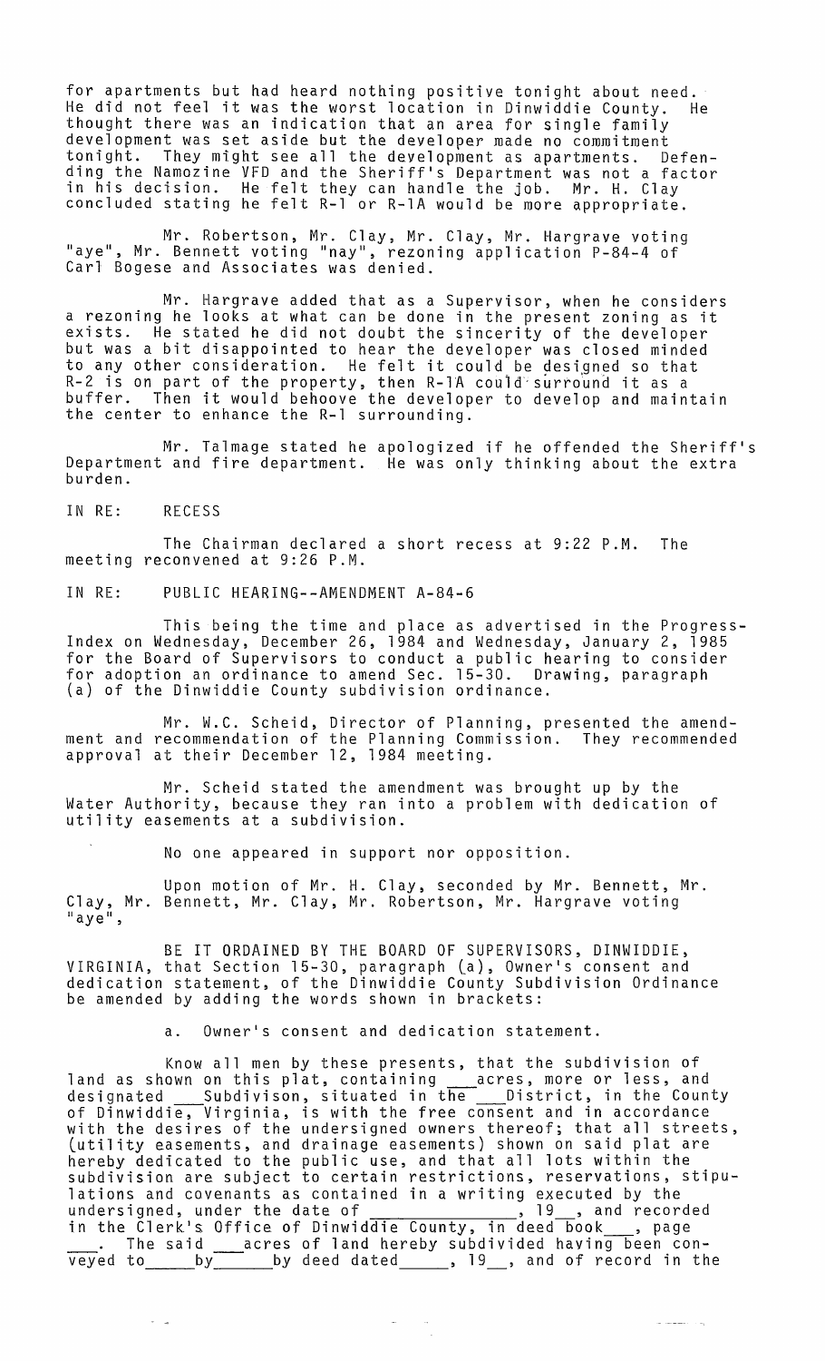for apartments but had heard nothing positive tonight about need. He did not feel it was the worst location in Dinwiddie County. He thought there was an indication that an area for single family development was set aside but the developer made no commitment tonight. They might see all the development as apartments. Defending the Namozine VFD and the Sheriff's Department was not a factor in his decision. He felt they can handle the job. Mr. H. Clay concluded stating he felt R-1 or R-1A would be more appropriate.

Mr. Robertson, Mr. Clay, Mr. Clay, Mr. Hargrave voting "aye", Mr. Bennett voting "nay", rezoning application P-84-4 of Carl Bogese and Associates was denied.

Mr. Hargrave added that as a Supervisor, when he considers a rezoning he looks at what can be done in the present zoning as it exists. He stated he did not doubt the sincerity of the developer but was a bit disappointed to hear the developer was closed minded to any other consideration. He felt it could be designed so that R-2 is on part of the property, then R-1A could surround it as a buffer. Then it would behoove the developer to develop and maintain the center to enhance the R-1 surrounding.

Mr. Talmage stated he apologized if he offended the Sheriff's Department and fire department. He was only thinking about the extra burden.

IN RE: RECESS

The Chairman declared a short recess at 9:22 P.M. The meeting reconvened at 9:26 P.M.

IN RE: PUBLIC HEARING--AMENDMENT A-84-6

This being the time and place as advertised in the Progress-Index on Wednesday, December 26, 1984 and Wednesday, January 2, 1985 for the Board of Supervisors to conduct a public hearing to consider for adoption an ordinance to amend Sec. 15-30. Drawing, paragraph (a) of the Dinwiddie County subdivision ordinance.

Mr. W.C. Scheid, Director of Planning, presented the amendment and recommendation of the Planning Commission. They recommended approval at their December 12, 1984 meeting.

Mr. Scheid stated the amendment was brought up by the Water Authority, because they ran into a problem with dedication of utility easements at a subdivision.

No one appeared in support nor opposition.

Upon motion of Mr. H. Clay, seconded by Mr. Bennett, Mr. Clay, Mr. Bennett, Mr. Clay, Mr. Robertson, Mr. Hargrave voting "aye",

BE IT ORDAINED BY THE BOARD OF SUPERVISORS, DINWIDDIE, VIRGINIA, that Section 15-30, paragraph (a), Owner's consent and dedication statement, of the Dinwiddie County Subdivision Ordinance be amended by adding the words shown in brackets:

a. Owner's consent and dedication statement.

Know all men by these presents, that the subdivision of land as shown on this plat, containing ___acres, more or less, and designated ___Subdivison, situated in the ___District, in the County of Dinwiddie, Virginia, is with the free consent and in accordance with the desires of the undersigned owners thereof; that all streets, (utility easements, and drainage easements) shown on said plat are hereby dedicated to the public use, and that all lots within the subdivision are subject to certain restrictions, reservations, stipulations and covenants as contained in a writing executed by the undersigned, under the date of _______________, 19__, and recorded in the Clerk's Office of Dinwiddie County, in deed book___, page ___. The said ___acres of land hereby subdivided having been conveyed to_____by______by deed dated_____, 19__, and of record in the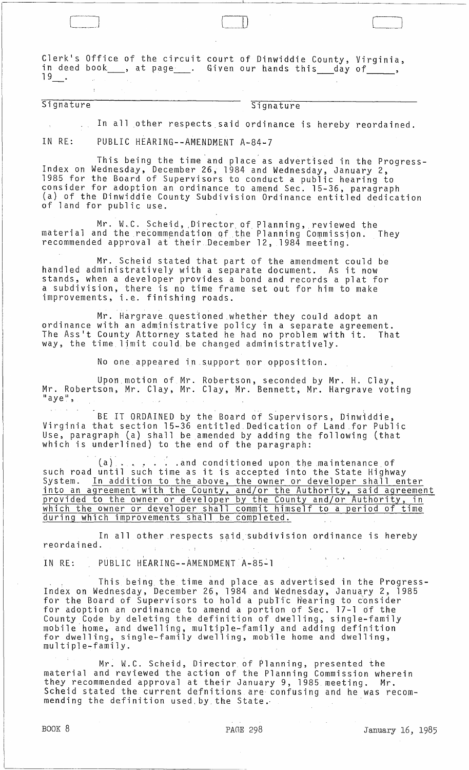Clerk's Office of the circuit court of Dinwiddie County, Virginia, in deed book___, at page___. Given our hands this___day of_____, 19__.

Signature Signature

In all other respects said ordinance is hereby reordained.

IN RE: PUBLIC HEARING--AMENDMENT A-84-7

This being the time and place as advertised in the Progress-Index on Wednesday, December 26, 1984 and Wednesday, January 2, 1985 for the Board of Supervisors to conduct a public hearing to consider for adoption an ordinance to amend Sec. 15-36, paragraph (a) of the Dinwiddie County Subdivision Ordinance entitled dedication of land for public use.

Mr. W.C. Scheid, Director of Planning, reviewed the material and the recommendation of the Planning Commission. They recommended approval at their December 12, 1984 meeting.

Mr. Scheid stated that part of the amendment could be handled administratively with a separate document. As it now stands, when a developer provides a bond and records a plat for a subdivision, there is no time frame set out for him to make improvements, i.e. finishing roads.

Mr. Hargrave questioned whether they could adopt an ordinance with an administrative policy in a separate agreement. The Ass't County Attorney stated he had no problem with it. That way, the time limit could be changed administratively.

No one appeared in support nor opposition.

Upon motion of Mr. Robertson, seconded by Mr. H. Clay, Mr. Robertson, Mr. Clay, Mr. Clay, Mr. Bennett, Mr. Hargrave voting "aye",

BE IT ORDAINED by the Board of Supervisors, Dinwiddie, Virginia that section 15-36 entitled Dedication of Land for Public Use, paragraph (a) shall be amended by adding the following (that which is underlined) to the end of the paragraph:

(a) . . . . . .and conditioned upon the maintenance of such road until such time as it is accepted into the State Highway System. <u>In addition to the above, the owner or developer shall enter into an agreement with the County, and/or the Authority, said agreement provided to the owner or developer by the County and/or Authority, in which the owner or developer shall commit himself to a period of time during which improvements shall be completed.</u>

In all other respects said subdivision ordinance is hereby reordained.

IN RE: PUBLIC HEARING--AMENDMENT A-85-1

This being the time and place as advertised in the Progress-Index on Wednesday, December 26, 1984 and Wednesday, January 2, 1985 for the Board of Supervisors to hold a public hearing to consider for adoption an ordinance to amend a portion of Sec. 17-1 of the County Code by deleting the definition of dwelling, single-family mobile home, and dwelling, multiple-family and adding definition for dwelling, single-family dwelling, mobile home and dwelling, multiple-family.

Mr. W.C. Scheid, Director of Planning, presented the material and reviewed the action of the Planning Commission wherein they recommended approval at their January 9, 1985 meeting. Mr. Scheid stated the current defnitions are confusing and he was recommending the definition used by the State.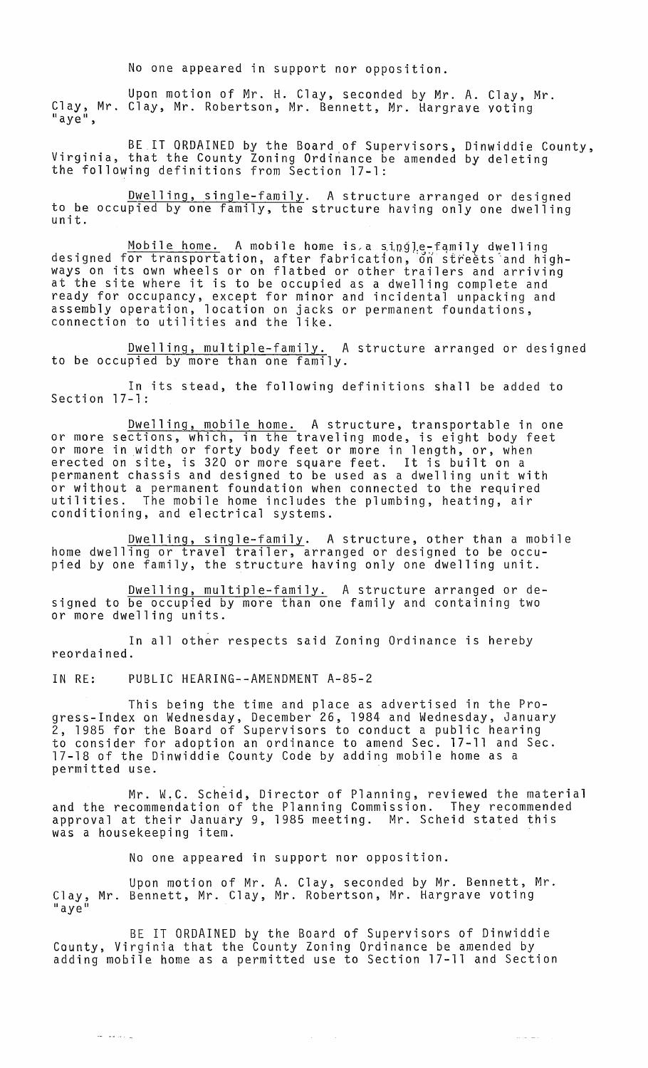No one appeared in support nor opposition.

Upon motion of Mr. H. Clay, seconded by Mr. A. Clay, Mr. Clay, Mr. Clay, Mr. Robertson, Mr. Bennett, Mr. Hargrave voting "aye",

BE IT ORDAINED by the Board of Supervisors, Dinwiddie County, Virginia, that the County Zoning Ordinance be amended by deleting the following definitions from Section 17-1:

Dwelling, single-family. A structure arranged or designed to be occupied by one family, the structure having only one dwelling unit.

Mobile home. A mobile home is a single-family dwelling designed for transportation, after fabrication, on streets and highways on its own wheels or on flatbed or other trailers and arriving at the site where it is to be occupied as a dwelling complete and ready for occupancy, except for minor and incidental unpacking and assembly operation, location on jacks or permanent foundations, connection to utilities and the like.

Dwelling, multiple-family. A structure arranged or designed to be occupied by more than one family.

In its stead, the following definitions shall be added to Section 17-1:

Dwelling, mobile home. A structure, transportable in one or more sections, which, in the traveling mode, is eight body feet or more in width or forty body feet or more in length, or, when erected on site, is 320 or more square feet. It is built on a permanent chassis and designed to be used as a dwelling unit with or without a permanent foundation when connected to the required utilities. The mobile home includes the plumbing, heating, air conditioning, and electrical systems.

Dwelling, single-family. A structure, other than a mobile home dwelling or travel trailer, arranged or designed to be occupied by one family, the structure having only one dwelling unit.

Dwelling, multiple-family. A structure arranged or designed to be occupied by more than one family and containing two or more dwelling units.

In all other respects said Zoning Ordinance is hereby reordained.

IN RE: PUBLIC HEARING--AMENDMENT A-85-2

This being the time and place as advertised in the Progress-Index on Wednesday, December 26, 1984 and Wednesday, January 2, 1985 for the Board of Supervisors to conduct a public hearing to consider for adoption an ordinance to amend Sec. 17-11 and Sec. 17-18 of the Dinwiddie County Code by adding mobile home as a permitted use.

Mr. W.C. Scheid, Director of Planning, reviewed the material and the recommendation of the Planning Commission. They recommended approval at their January 9, 1985 meeting. Mr. Scheid stated this was a housekeeping item.

No one appeared in support nor opposition.

Upon motion of Mr. A. Clay, seconded by Mr. Bennett, Mr. Clay, Mr. Bennett, Mr. Clay, Mr. Robertson, Mr. Hargrave voting "aye"

BE IT ORDAINED by the Board of Supervisors of Dinwiddie County, Virginia that the County Zoning Ordinance be amended by adding mobile home as a permitted use to Section 17-11 and Section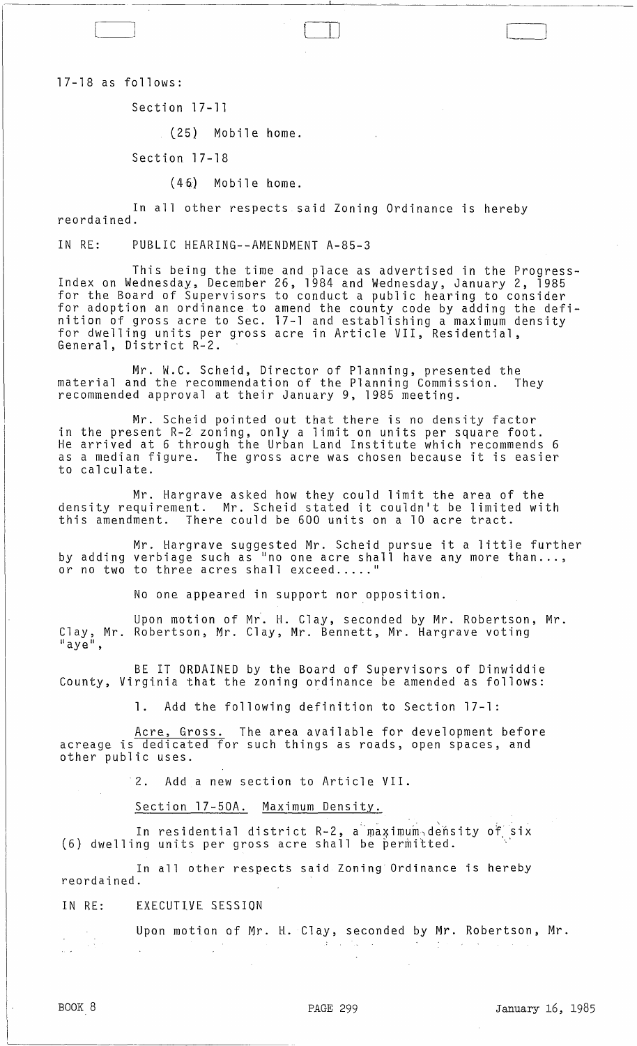17-18 as follows:

Section 17-11

(25) Mobile home.

Section 17-18

(46) Mobile home.

In all other respects said Zoning Ordinance is hereby reordained.

IN RE: PUBLIC HEARING--AMENDMENT A-85-3

This being the time and place as advertised in the Progress-Index on Wednesday, December 26, 1984 and Wednesday, January 2, 1985 for the Board of Supervisors to conduct a public hearing to consider for adoption an ordinance to amend the county code by adding the definition of gross acre to Sec. 17-1 and establishing a maximum density for dwelling units per gross acre in Article VII, Residential, General, District R-2.

Mr. W.C. Scheid, Director of Planning, presented the material and the recommendation of the Planning Commission. They recommended approval at their January 9, 1985 meeting.

Mr. Scheid pointed out that there is no density factor in the present R-2 zoning, only a limit on units per square foot. He arrived at 6 through the Urban Land Institute which recommends 6 as a median figure. The gross acre was chosen because it is easier to calculate.

Mr. Hargrave asked how they could limit the area of the density requirement. Mr. Scheid stated it couldn't be limited with this amendment. There could be 600 units on a 10 acre tract.

Mr. Hargrave suggested Mr. Scheid pursue it a little further by adding verbiage such as "no one acre shall have any more than..., or no two to three acres shall exceed....."

No one appeared in support nor opposition.

Upon motion of Mr. H. Clay, seconded by Mr. Robertson, Mr. Clay, Mr. Robertson, Mr. Clay, Mr. Bennett, Mr. Hargrave voting "aye",

BE IT ORDAINED by the Board of Supervisors of Dinwiddie County, Virginia that the zoning ordinance be amended as follows:

1. Add the following definition to Section 17-1:

Acre, Gross. The area available for development before acreage is dedicated for such things as roads, open spaces, and other public uses.

2. Add a new section to Article VII.

Section 17-50A. Maximum Density.

In residential district R-2, a maximum density of six (6) dwelling units per gross acre shall be permitted.

In all other respects said Zoning Ordinance is hereby reordained.

IN RE: EXECUTIVE SESSION

Upon motion of Mr. H. Clay, seconded by Mr. Robertson, Mr.

BOOK 8 PAGE 299 January 16, 1985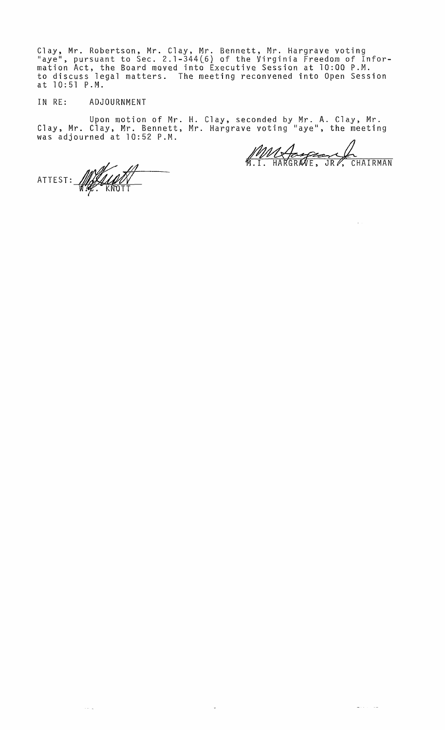Clay, Mr. Robertson, Mr. Clay, Mr. Bennett, Mr. Hargrave voting "aye", pursuant to Sec. 2.1-344(6) of the Virginia Freedom of Information Act, the Board moved into Executive Session at 10:00 P.M. to discuss legal matters. The meeting reconvened into Open Session at 10:51 P.M.

IN RE: ADJOURNMENT

Upon motion of Mr. H. Clay, seconded by Mr. A. Clay, Mr. Clay, Mr. Clay, Mr. Bennett, Mr. Hargrave voting "aye", the meeting was adjourned at 10:52 P.M.

M.I. HARGRAVE, JR., CHAIRMAN

ATTEST: W.C. KNOTT